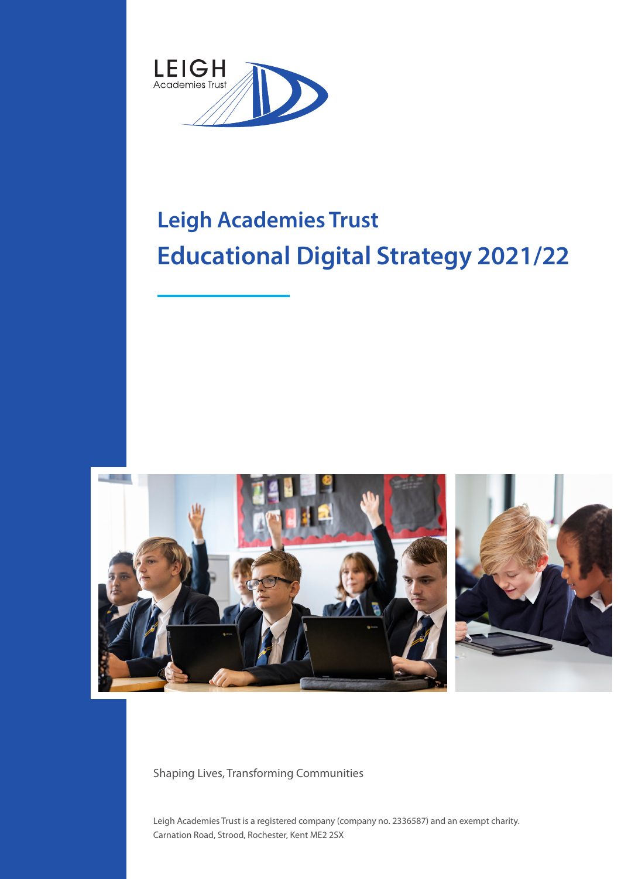LEIGH
Academies Trust

# Leigh Academies Trust

# Educational Digital Strategy 2021/22

Shaping Lives, Transforming Communities

Leigh Academies Trust is a registered company (company no. 2336587) and an exempt charity.
Carnation Road, Strood, Rochester, Kent ME2 2SX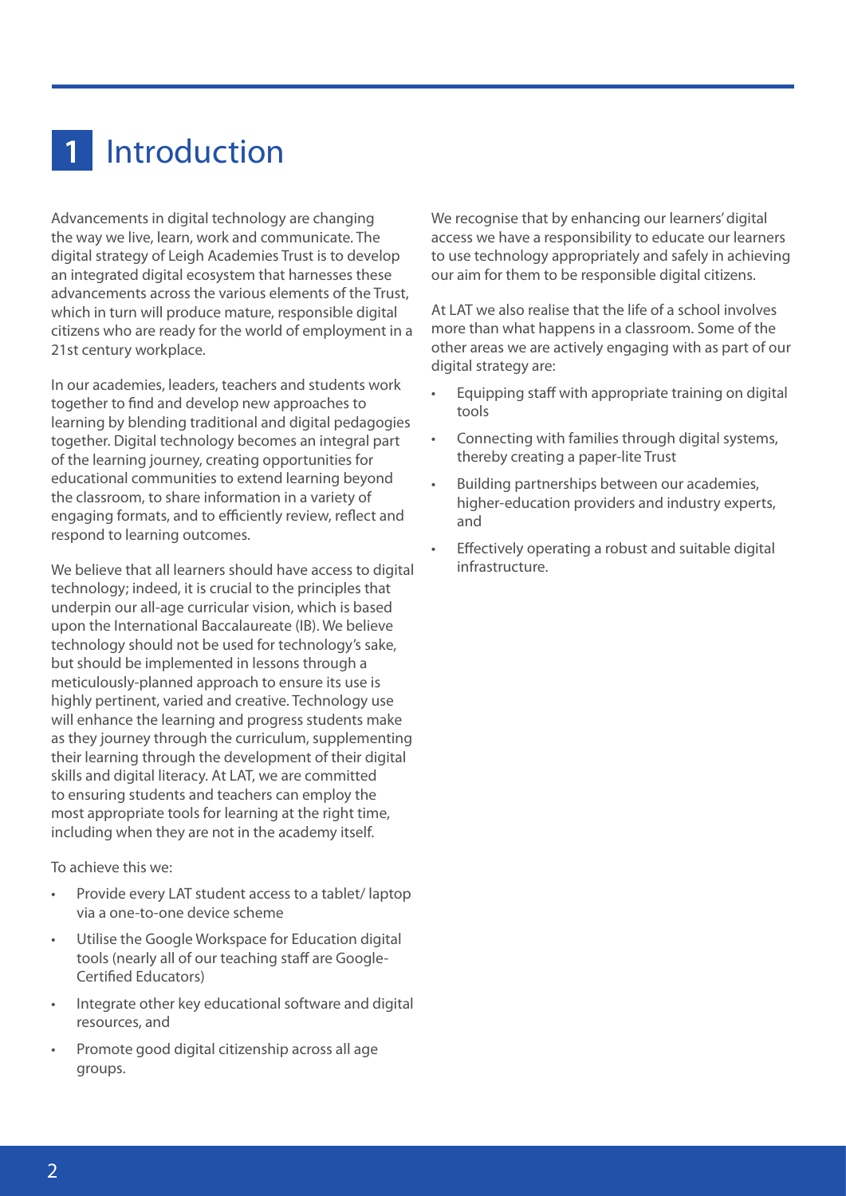# 1 Introduction

Advancements in digital technology are changing the way we live, learn, work and communicate. The digital strategy of Leigh Academies Trust is to develop an integrated digital ecosystem that harnesses these advancements across the various elements of the Trust, which in turn will produce mature, responsible digital citizens who are ready for the world of employment in a 21st century workplace.

In our academies, leaders, teachers and students work together to find and develop new approaches to learning by blending traditional and digital pedagogies together. Digital technology becomes an integral part of the learning journey, creating opportunities for educational communities to extend learning beyond the classroom, to share information in a variety of engaging formats, and to efficiently review, reflect and respond to learning outcomes.

We believe that all learners should have access to digital technology; indeed, it is crucial to the principles that underpin our all-age curricular vision, which is based upon the International Baccalaureate (IB). We believe technology should not be used for technology's sake, but should be implemented in lessons through a meticulously-planned approach to ensure its use is highly pertinent, varied and creative. Technology use will enhance the learning and progress students make as they journey through the curriculum, supplementing their learning through the development of their digital skills and digital literacy. At LAT, we are committed to ensuring students and teachers can employ the most appropriate tools for learning at the right time, including when they are not in the academy itself.

To achieve this we:

- Provide every LAT student access to a tablet/ laptop via a one-to-one device scheme
- Utilise the Google Workspace for Education digital tools (nearly all of our teaching staff are Google-Certified Educators)
- Integrate other key educational software and digital resources, and
- Promote good digital citizenship across all age groups.

We recognise that by enhancing our learners' digital access we have a responsibility to educate our learners to use technology appropriately and safely in achieving our aim for them to be responsible digital citizens.

At LAT we also realise that the life of a school involves more than what happens in a classroom. Some of the other areas we are actively engaging with as part of our digital strategy are:

- Equipping staff with appropriate training on digital tools
- Connecting with families through digital systems, thereby creating a paper-lite Trust
- Building partnerships between our academies, higher-education providers and industry experts, and
- Effectively operating a robust and suitable digital infrastructure.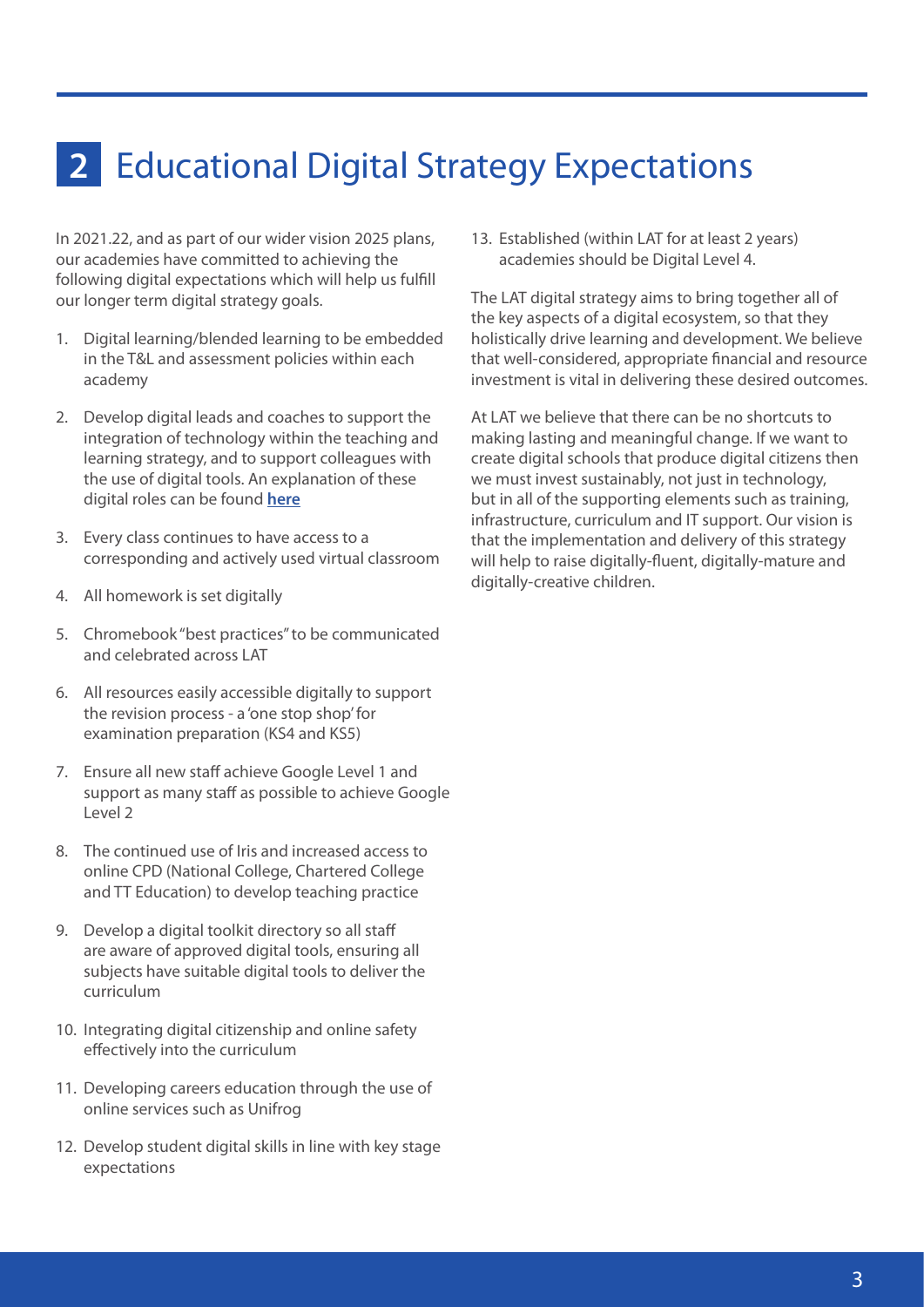# 2 Educational Digital Strategy Expectations

In 2021.22, and as part of our wider vision 2025 plans, our academies have committed to achieving the following digital expectations which will help us fulfill our longer term digital strategy goals.

1. Digital learning/blended learning to be embedded in the T&L and assessment policies within each academy
2. Develop digital leads and coaches to support the integration of technology within the teaching and learning strategy, and to support colleagues with the use of digital tools. An explanation of these digital roles can be found **here**
3. Every class continues to have access to a corresponding and actively used virtual classroom
4. All homework is set digitally
5. Chromebook "best practices" to be communicated and celebrated across LAT
6. All resources easily accessible digitally to support the revision process - a 'one stop shop' for examination preparation (KS4 and KS5)
7. Ensure all new staff achieve Google Level 1 and support as many staff as possible to achieve Google Level 2
8. The continued use of Iris and increased access to online CPD (National College, Chartered College and TT Education) to develop teaching practice
9. Develop a digital toolkit directory so all staff are aware of approved digital tools, ensuring all subjects have suitable digital tools to deliver the curriculum
10. Integrating digital citizenship and online safety effectively into the curriculum
11. Developing careers education through the use of online services such as Unifrog
12. Develop student digital skills in line with key stage expectations
13. Established (within LAT for at least 2 years) academies should be Digital Level 4.

The LAT digital strategy aims to bring together all of the key aspects of a digital ecosystem, so that they holistically drive learning and development. We believe that well-considered, appropriate financial and resource investment is vital in delivering these desired outcomes.

At LAT we believe that there can be no shortcuts to making lasting and meaningful change. If we want to create digital schools that produce digital citizens then we must invest sustainably, not just in technology, but in all of the supporting elements such as training, infrastructure, curriculum and IT support. Our vision is that the implementation and delivery of this strategy will help to raise digitally-fluent, digitally-mature and digitally-creative children.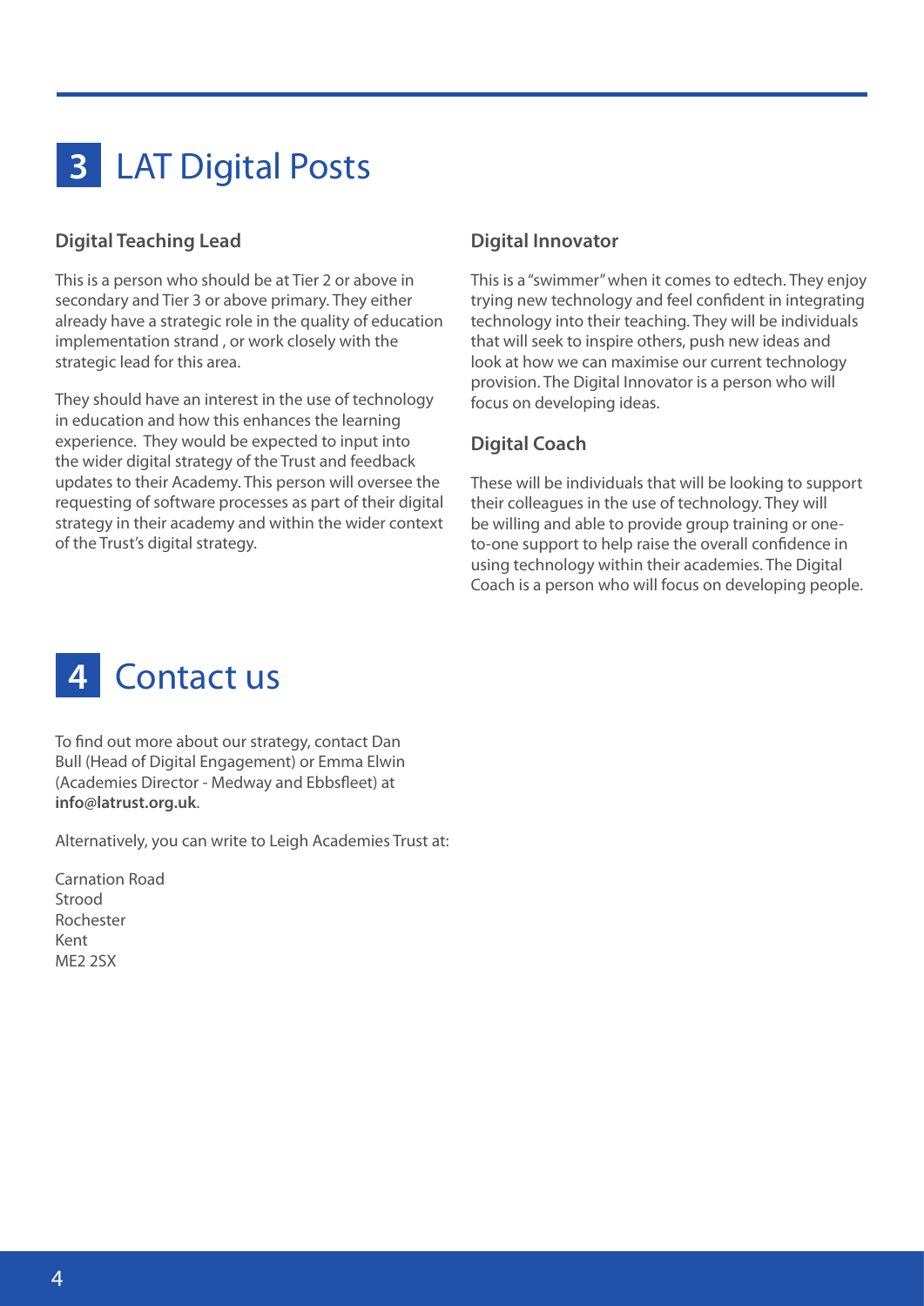## 3 LAT Digital Posts

### Digital Teaching Lead

This is a person who should be at Tier 2 or above in secondary and Tier 3 or above primary. They either already have a strategic role in the quality of education implementation strand , or work closely with the strategic lead for this area.

They should have an interest in the use of technology in education and how this enhances the learning experience. They would be expected to input into the wider digital strategy of the Trust and feedback updates to their Academy. This person will oversee the requesting of software processes as part of their digital strategy in their academy and within the wider context of the Trust's digital strategy.

### Digital Innovator

This is a "swimmer" when it comes to edtech. They enjoy trying new technology and feel confident in integrating technology into their teaching. They will be individuals that will seek to inspire others, push new ideas and look at how we can maximise our current technology provision. The Digital Innovator is a person who will focus on developing ideas.

### Digital Coach

These will be individuals that will be looking to support their colleagues in the use of technology. They will be willing and able to provide group training or one-to-one support to help raise the overall confidence in using technology within their academies. The Digital Coach is a person who will focus on developing people.

## 4 Contact us

To find out more about our strategy, contact Dan Bull (Head of Digital Engagement) or Emma Elwin (Academies Director - Medway and Ebbsfleet) at **info@latrust.org.uk**.

Alternatively, you can write to Leigh Academies Trust at:

Carnation Road
Strood
Rochester
Kent
ME2 2SX